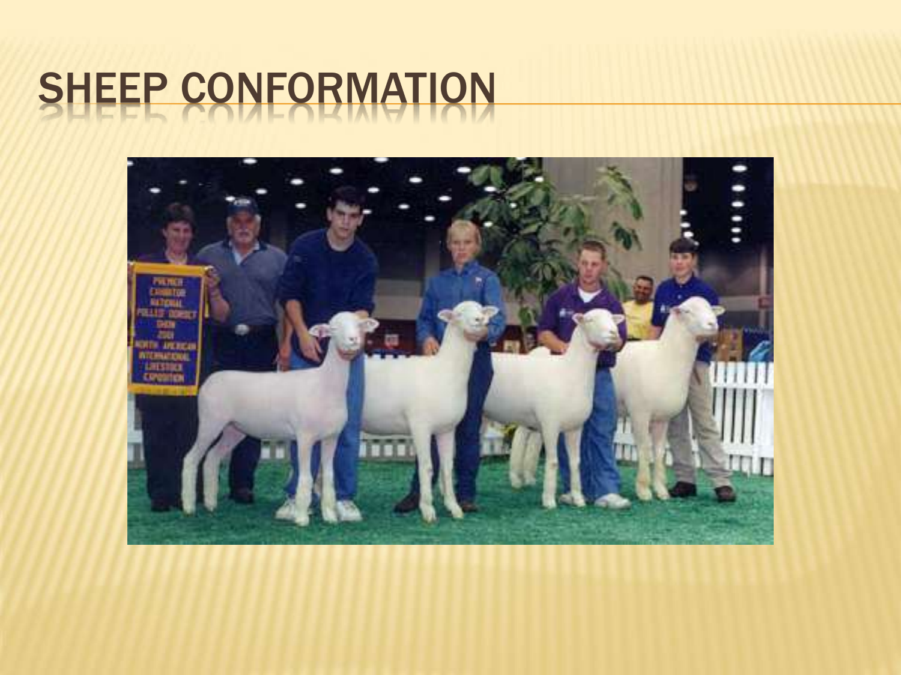# SHEEP CONFORMATION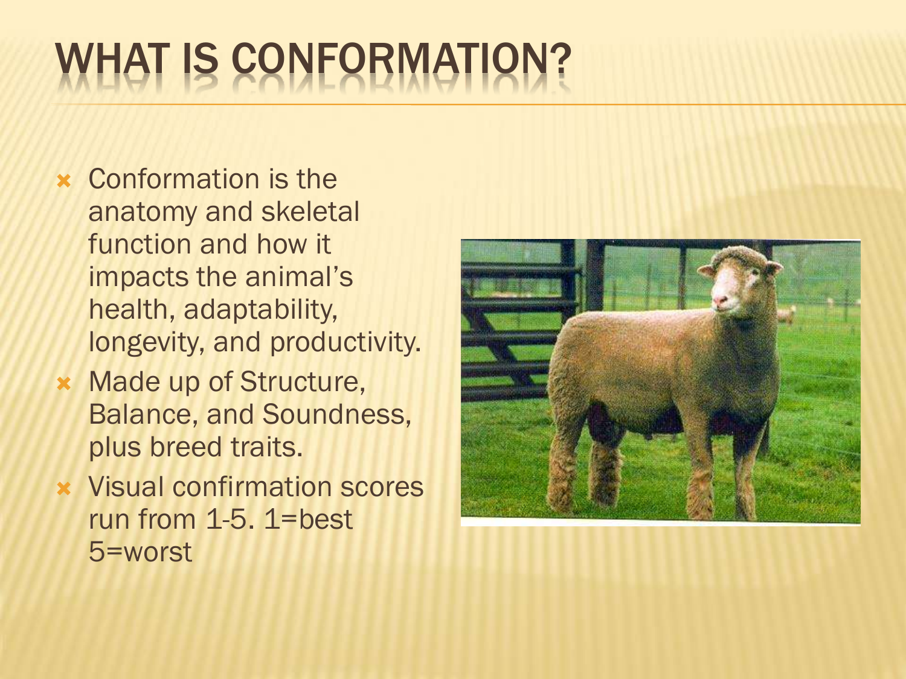# WHAT IS CONFORMATION?

- Conformation is the anatomy and skeletal function and how it impacts the animal's health, adaptability, longevity, and productivity.
- Made up of Structure, Balance, and Soundness, plus breed traits.
- Visual confirmation scores run from 1-5. 1=best 5=worst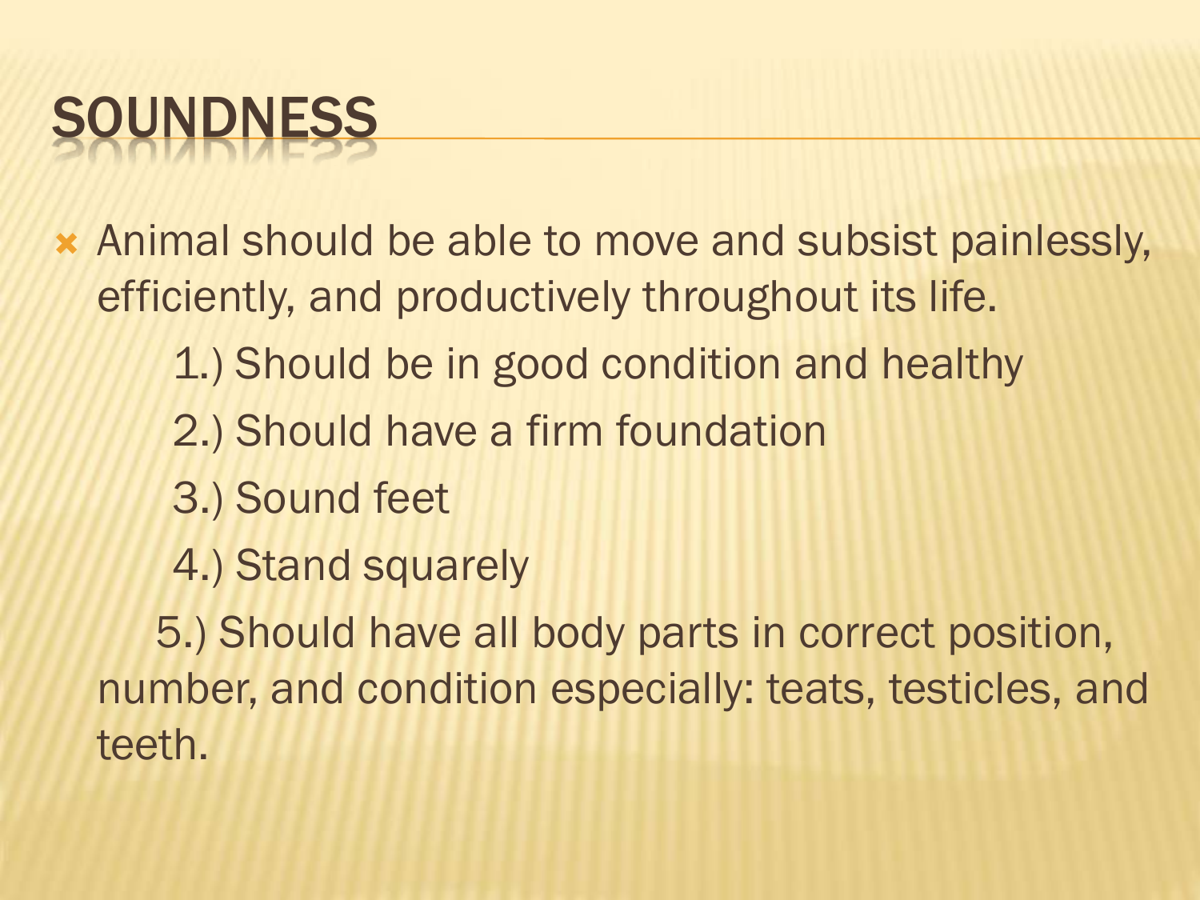# SOUNDNESS

- Animal should be able to move and subsist painlessly, efficiently, and productively throughout its life.
    1.) Should be in good condition and healthy
    2.) Should have a firm foundation
    3.) Sound feet
    4.) Stand squarely
    5.) Should have all body parts in correct position, number, and condition especially: teats, testicles, and teeth.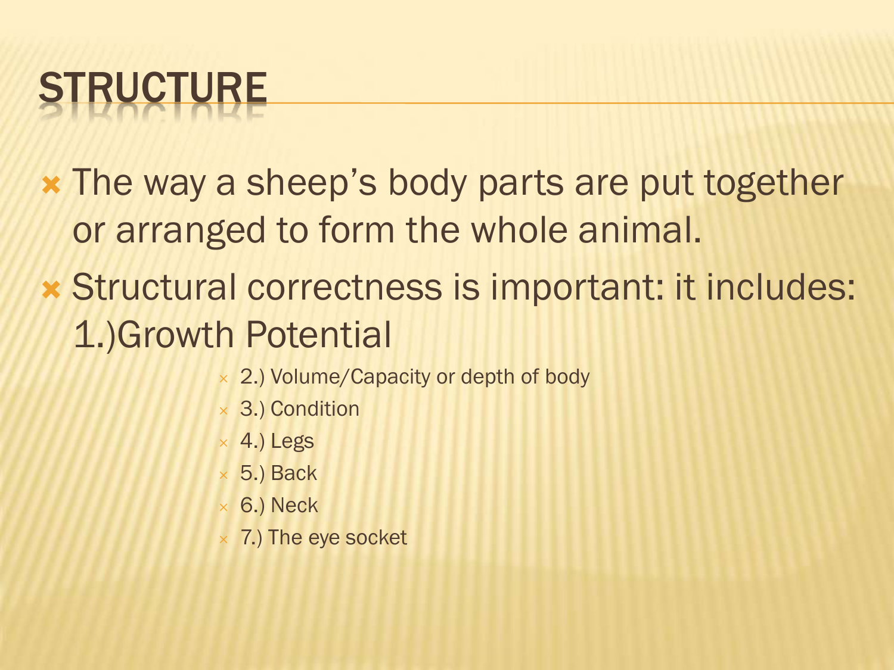# STRUCTURE

- The way a sheep's body parts are put together or arranged to form the whole animal.
- Structural correctness is important: it includes: 1.)Growth Potential
  - 2.) Volume/Capacity or depth of body
  - 3.) Condition
  - 4.) Legs
  - 5.) Back
  - 6.) Neck
  - 7.) The eye socket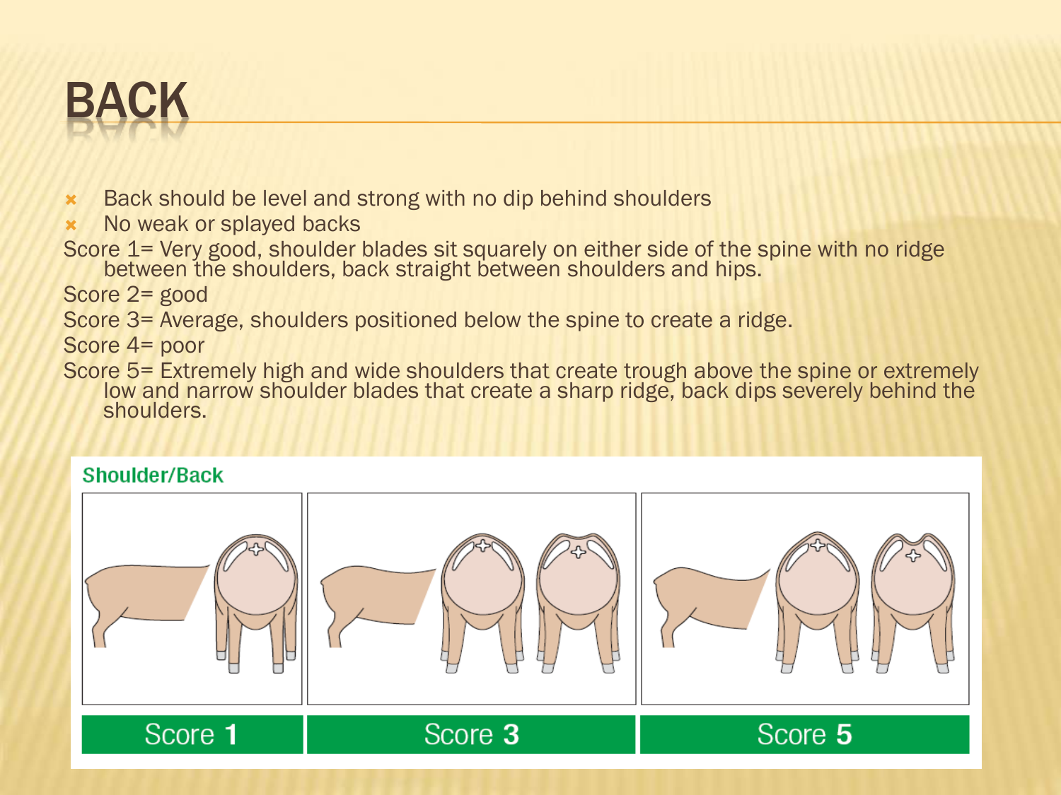# BACK

- Back should be level and strong with no dip behind shoulders
- No weak or splayed backs

Score 1= Very good, shoulder blades sit squarely on either side of the spine with no ridge between the shoulders, back straight between shoulders and hips.

Score 2= good

Score 3= Average, shoulders positioned below the spine to create a ridge.

Score 4= poor

Score 5= Extremely high and wide shoulders that create trough above the spine or extremely low and narrow shoulder blades that create a sharp ridge, back dips severely behind the shoulders.

Shoulder/Back

Score 1 | Score 3 | Score 5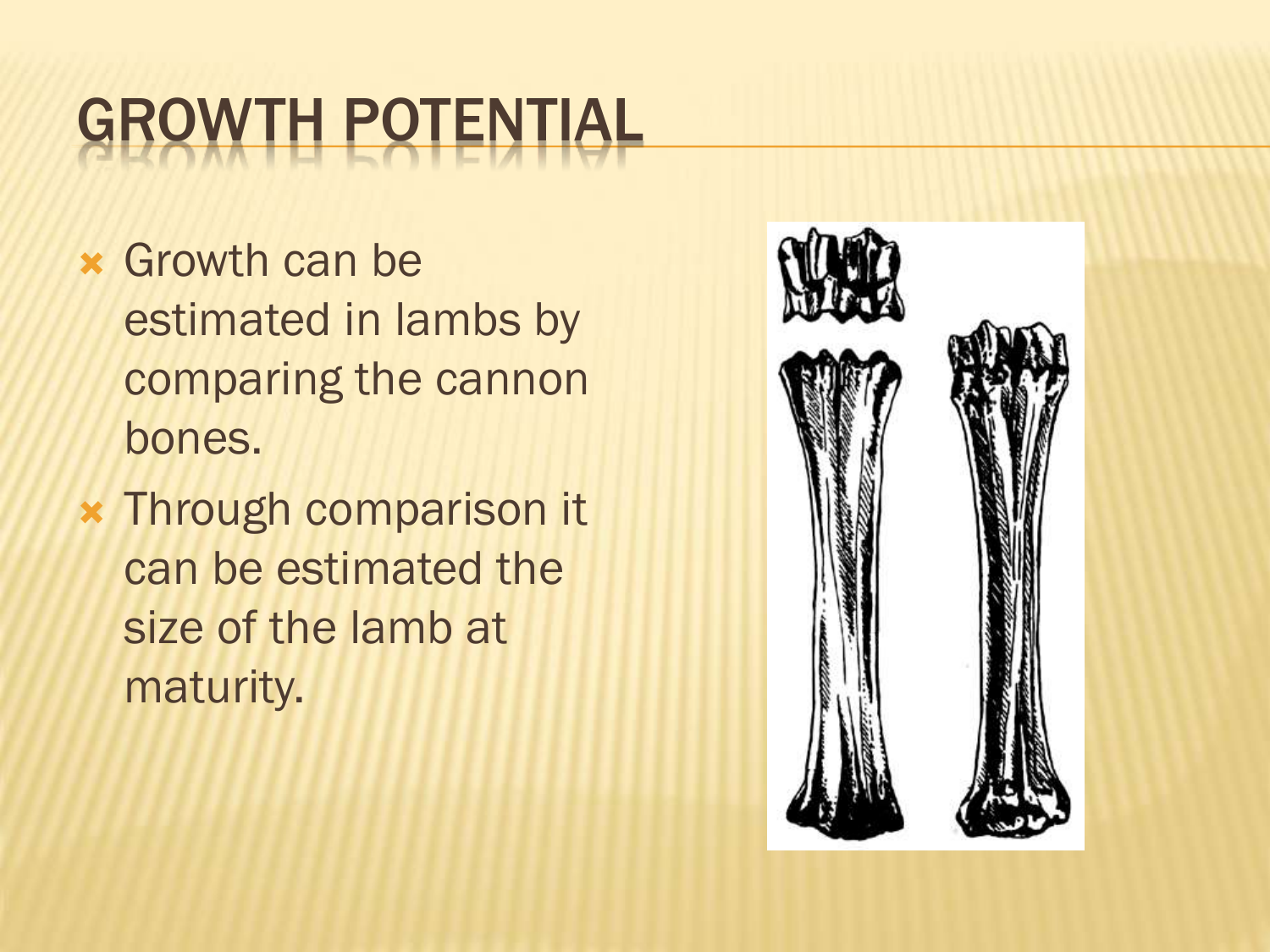# GROWTH POTENTIAL

- Growth can be estimated in lambs by comparing the cannon bones.
- Through comparison it can be estimated the size of the lamb at maturity.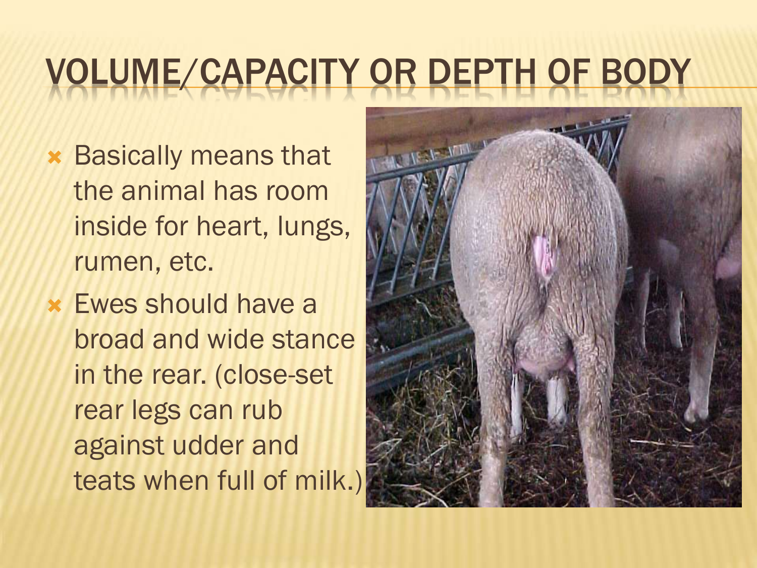# VOLUME/CAPACITY OR DEPTH OF BODY

- Basically means that the animal has room inside for heart, lungs, rumen, etc.
- Ewes should have a broad and wide stance in the rear. (close-set rear legs can rub against udder and teats when full of milk.)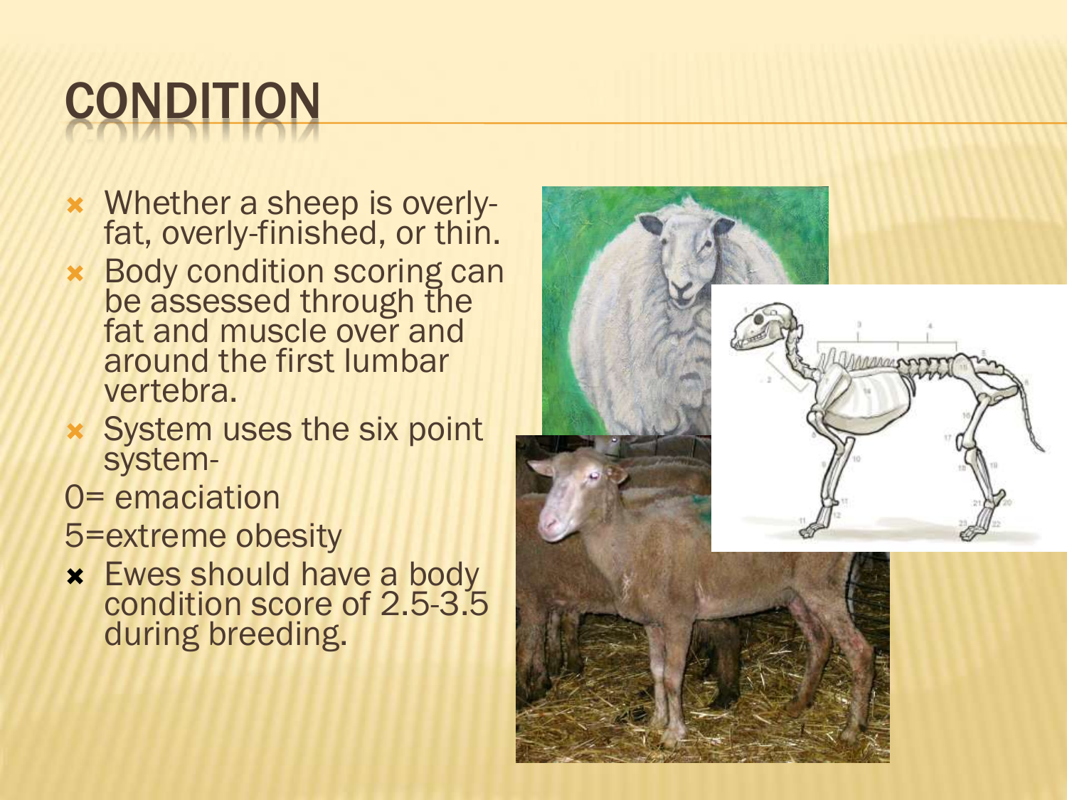# CONDITION

- Whether a sheep is overly-fat, overly-finished, or thin.
- Body condition scoring can be assessed through the fat and muscle over and around the first lumbar vertebra.
- System uses the six point system-

0= emaciation

5=extreme obesity

- Ewes should have a body condition score of 2.5-3.5 during breeding.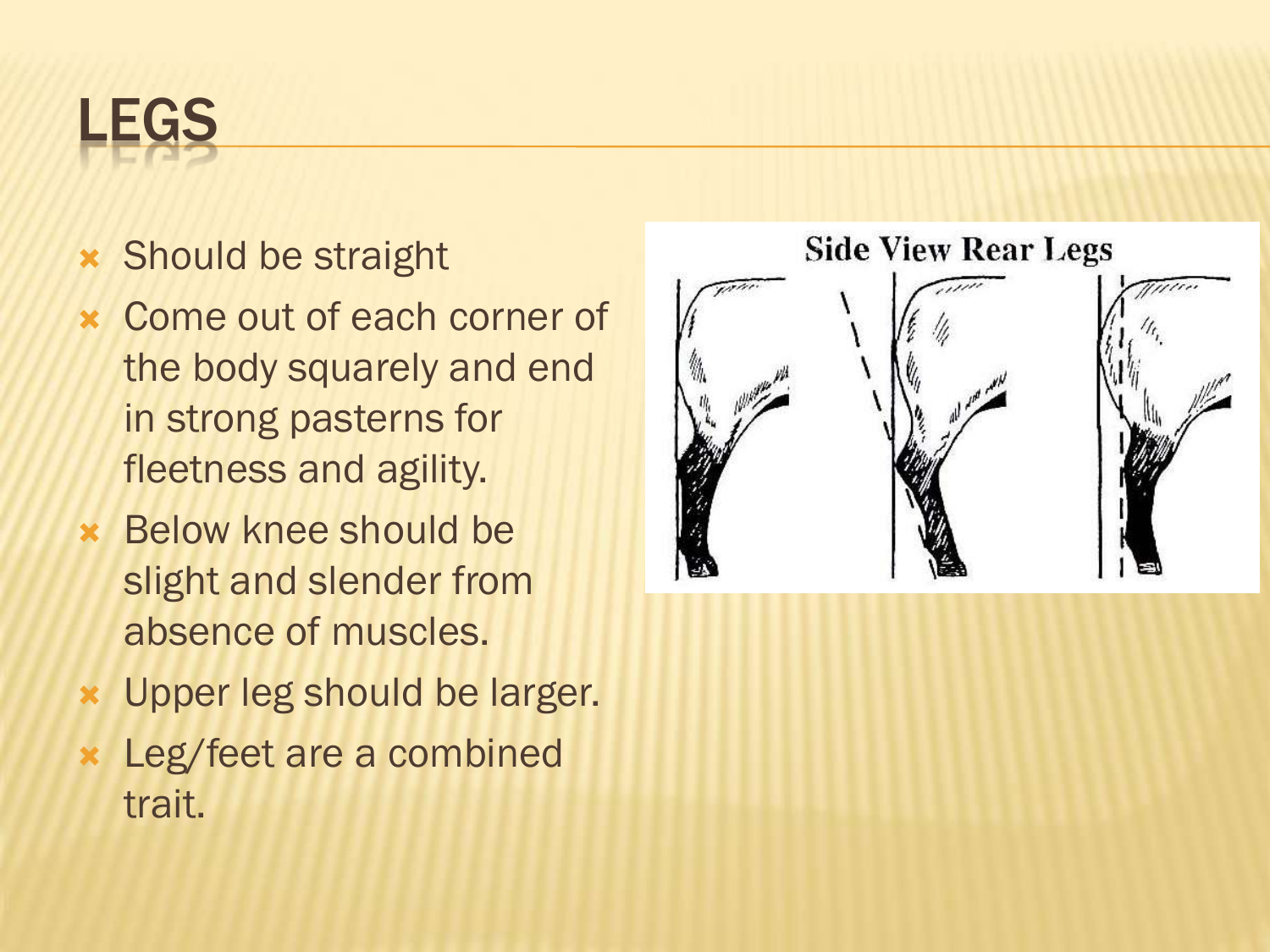# LEGS

- Should be straight
- Come out of each corner of the body squarely and end in strong pasterns for fleetness and agility.
- Below knee should be slight and slender from absence of muscles.
- Upper leg should be larger.
- Leg/feet are a combined trait.

Side View Rear Legs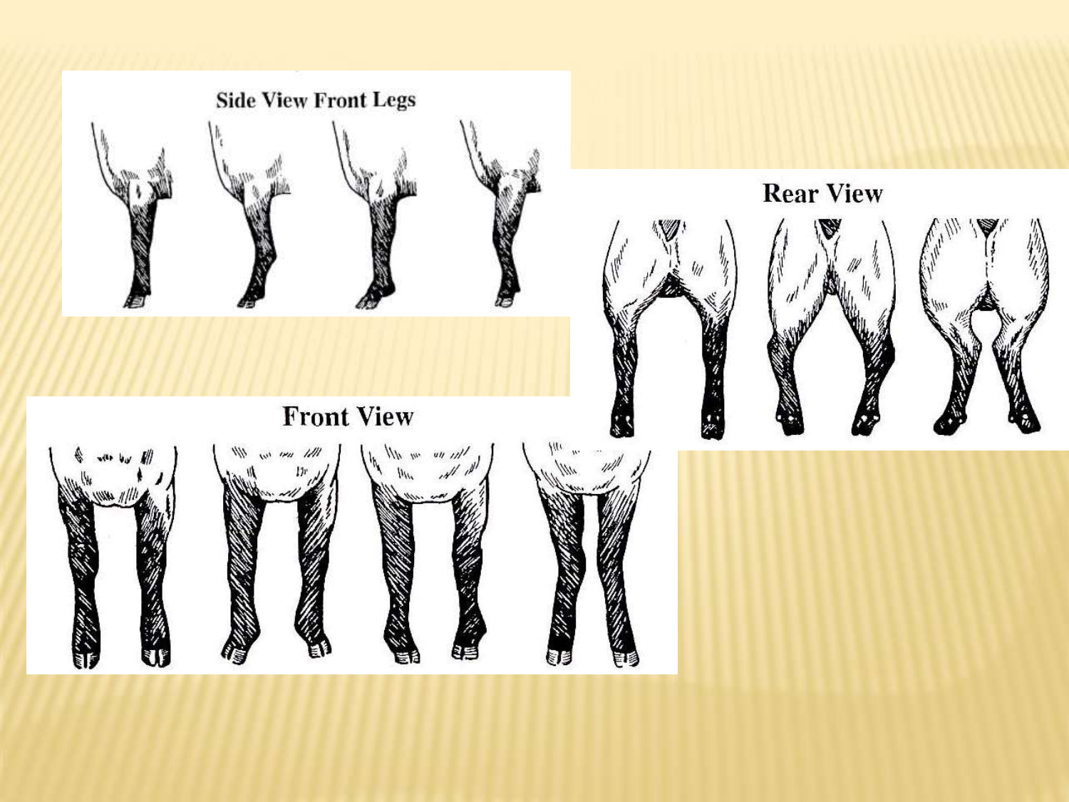Side View Front Legs

Rear View

Front View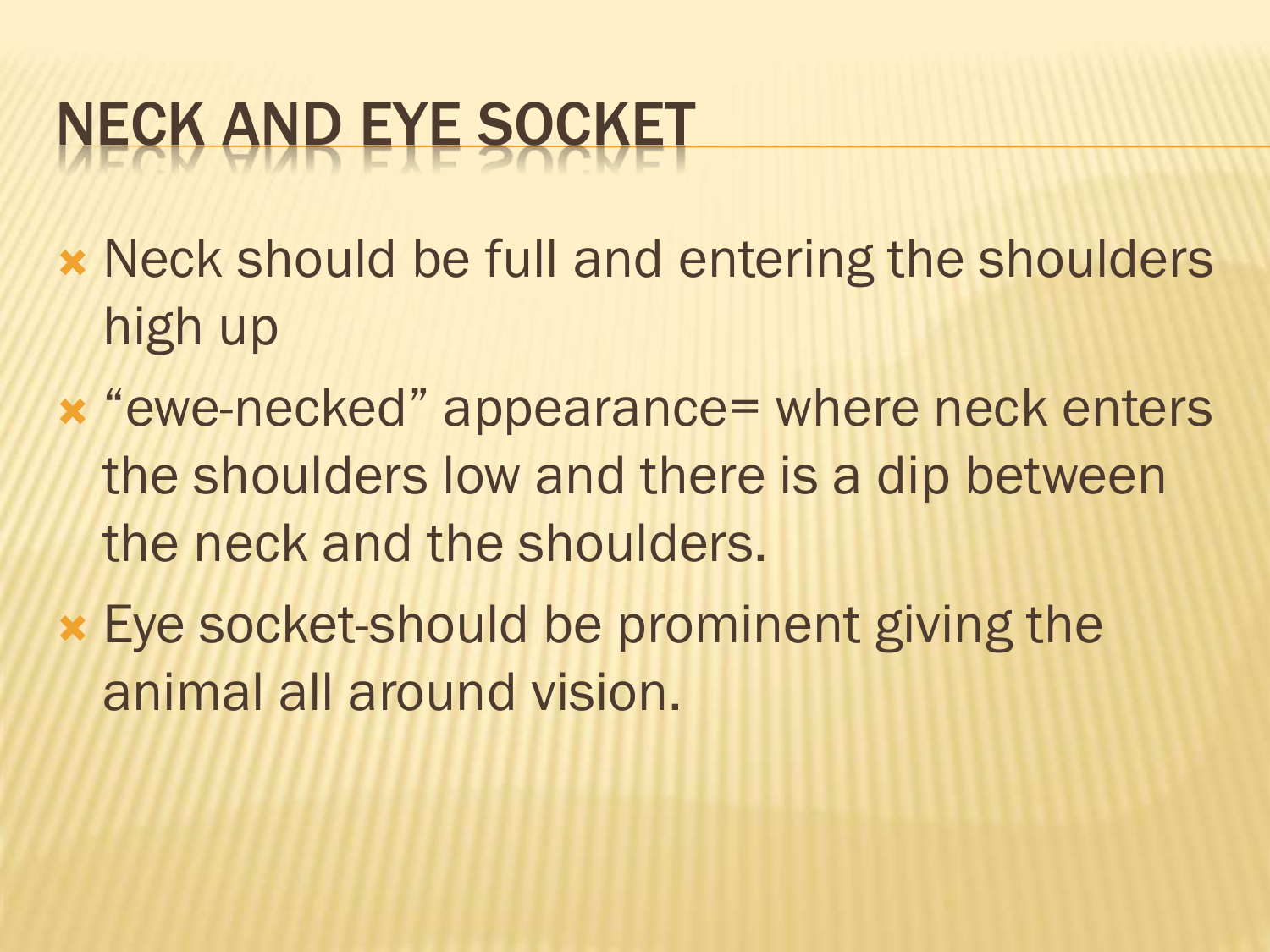# NECK AND EYE SOCKET

- Neck should be full and entering the shoulders high up
- “ewe-necked” appearance= where neck enters the shoulders low and there is a dip between the neck and the shoulders.
- Eye socket-should be prominent giving the animal all around vision.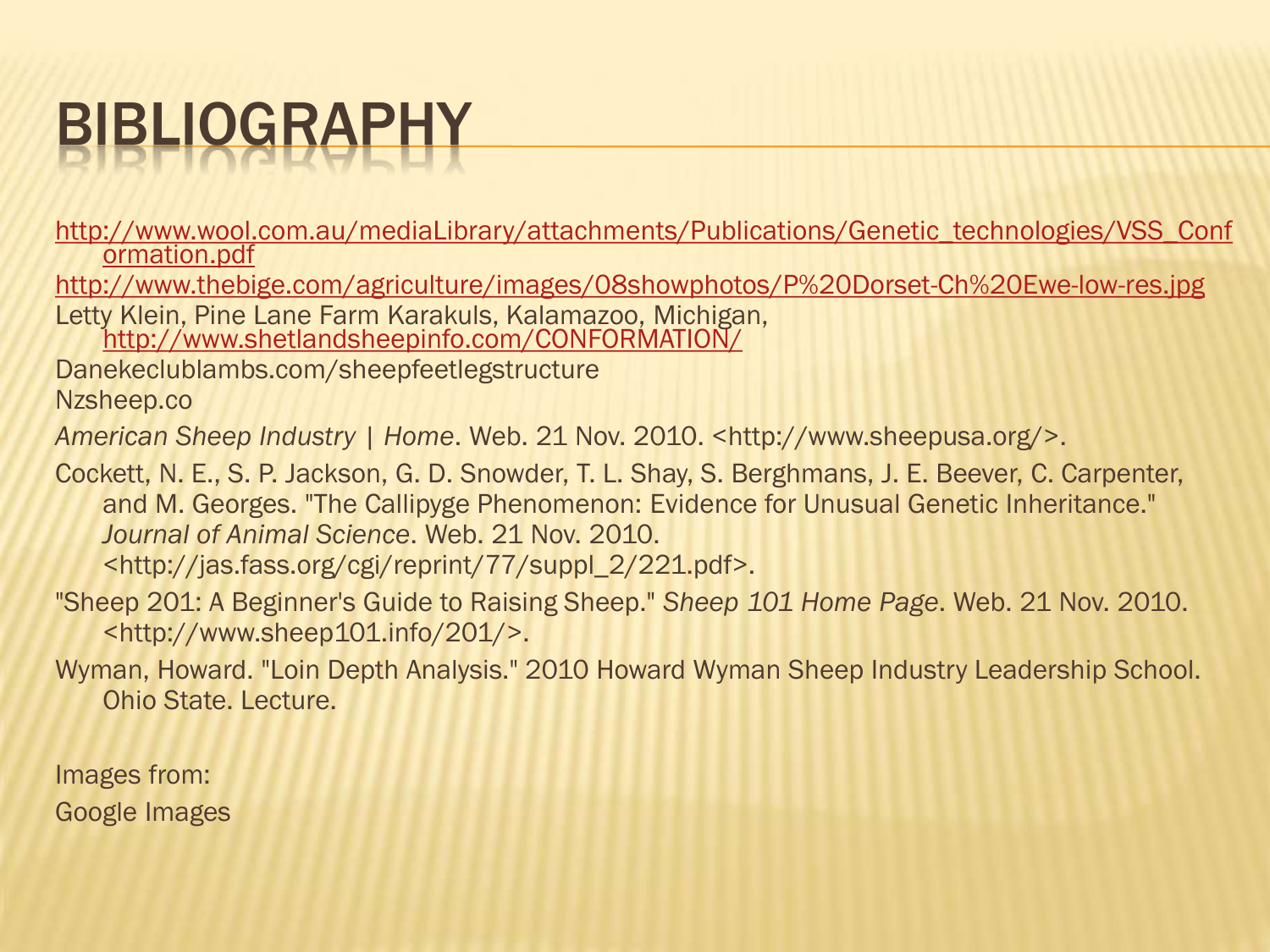# BIBLIOGRAPHY

http://www.wool.com.au/mediaLibrary/attachments/Publications/Genetic_technologies/VSS_Conformation.pdf

http://www.thebige.com/agriculture/images/08showphotos/P%20Dorset-Ch%20Ewe-low-res.jpg

Letty Klein, Pine Lane Farm Karakuls, Kalamazoo, Michigan, http://www.shetlandsheepinfo.com/CONFORMATION/

Danekeclublambs.com/sheepfeetlegstructure

Nzsheep.co

*American Sheep Industry | Home*. Web. 21 Nov. 2010. <http://www.sheepusa.org/>.

Cockett, N. E., S. P. Jackson, G. D. Snowder, T. L. Shay, S. Berghmans, J. E. Beever, C. Carpenter, and M. Georges. "The Callipyge Phenomenon: Evidence for Unusual Genetic Inheritance." *Journal of Animal Science*. Web. 21 Nov. 2010. <http://jas.fass.org/cgi/reprint/77/suppl_2/221.pdf>.

"Sheep 201: A Beginner's Guide to Raising Sheep." *Sheep 101 Home Page*. Web. 21 Nov. 2010. <http://www.sheep101.info/201/>.

Wyman, Howard. "Loin Depth Analysis." 2010 Howard Wyman Sheep Industry Leadership School. Ohio State. Lecture.

Images from:

Google Images